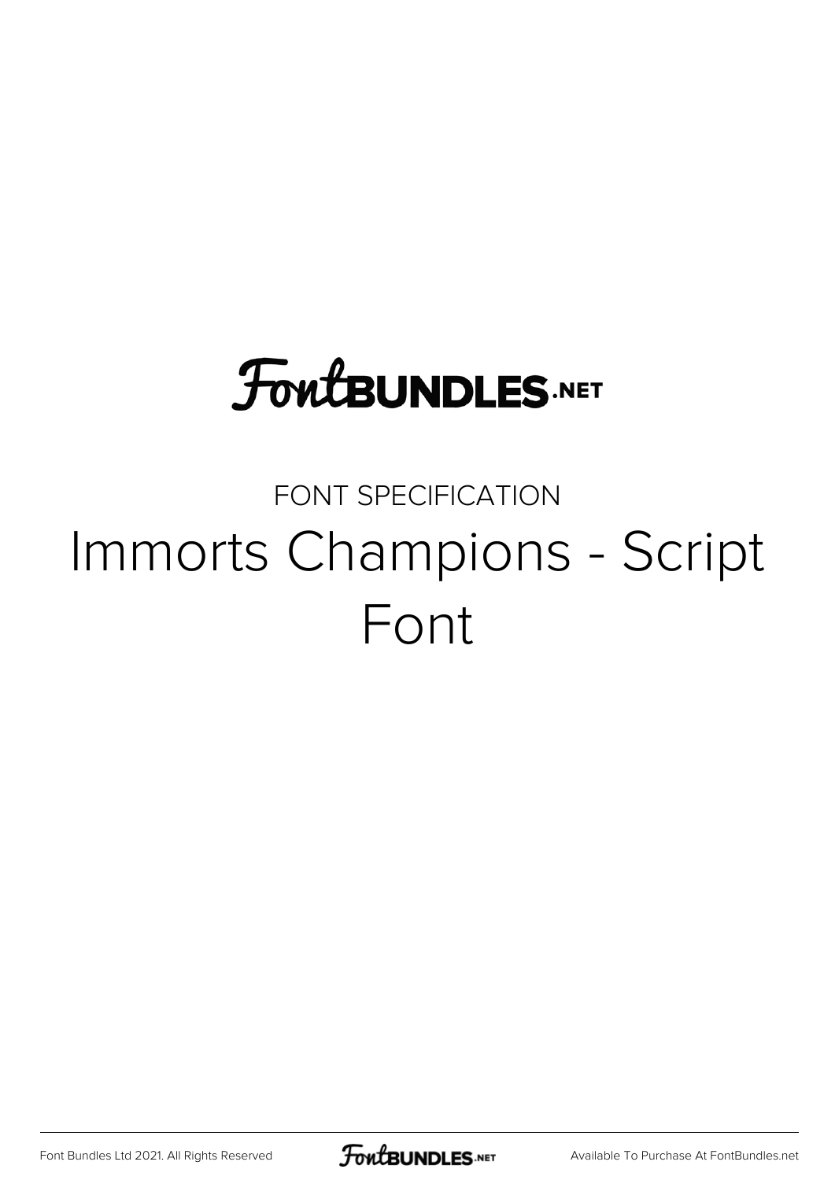# FontBUNDLES.NET

FONT SPECIFICATION

# Immorts Champions - Script Font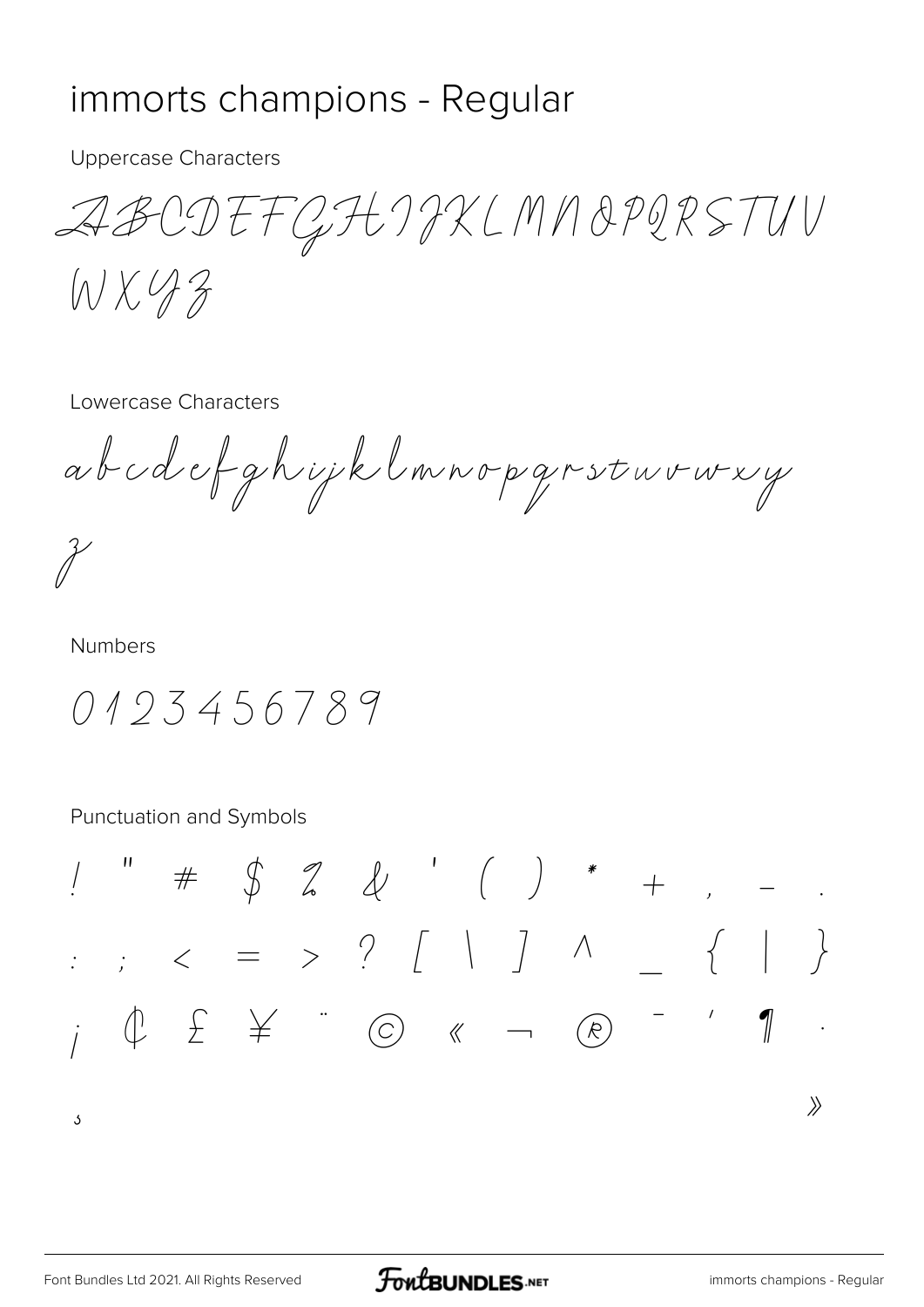# immorts champions - Regular

Uppercase Characters

ABCDEFGHIJKLMNOPQRSTUV WXYZ

Lowercase Characters

abcdefghijklmnopqrstuvwxy z

Numbers

0123456789

Punctuation and Symbols

! " # $ % & ' ( ) * + , - .

: ; < = > ? [ \ ] ^ _ { | }

¡ ¢ £ ¥ ¨ © « ¬ ® ¯ ´ ¶ ·

¸ »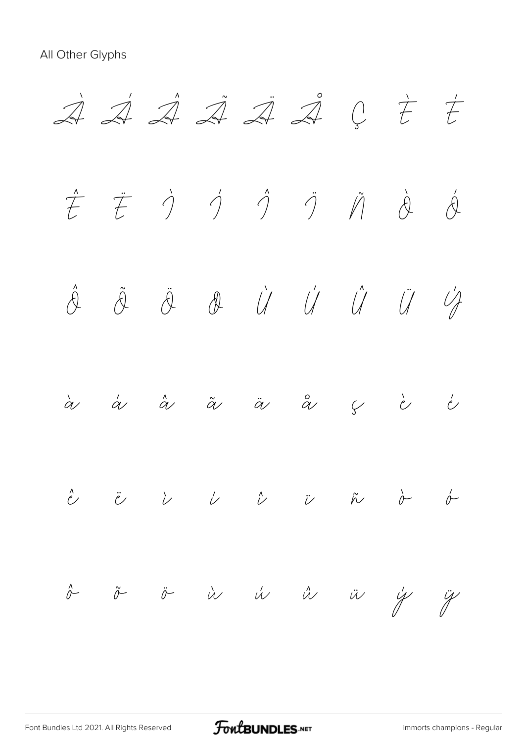All Other Glyphs

À Á Â Ã Ä Å Ç È É

Ê Ë Ì Í Î Ï Ñ Ò Ó

Ô Õ Ö Ø Ù Ú Û Ü Ý

à á â ã ä å ç è é

ê ë ì í î ï ñ ò ó

ô õ ö ù ú û ü ý ÿ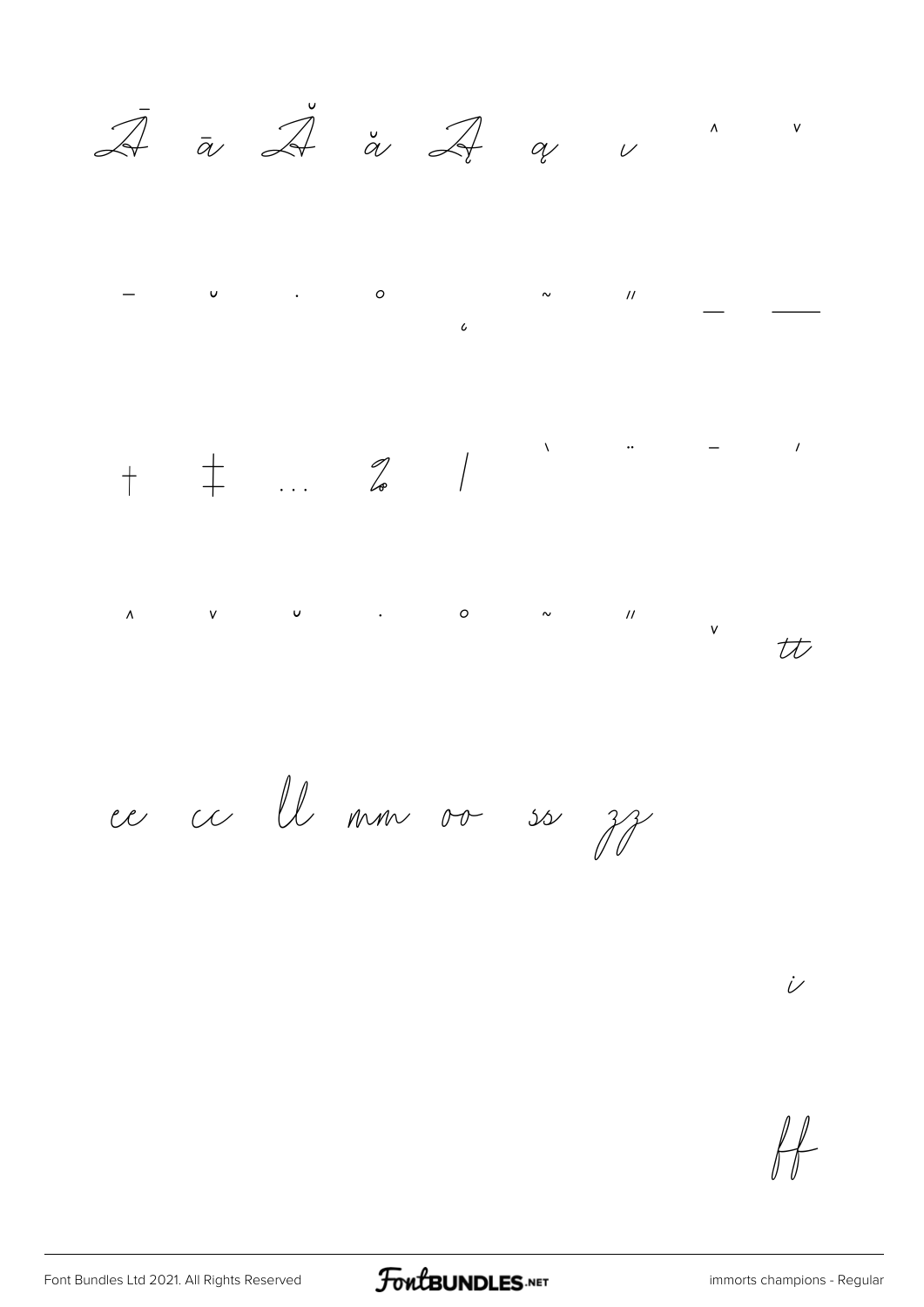Ā ā Ă ă Ą ą ˛ ˆ ˇ

¯ ˘ ˙ ˚ ˛ ˜ ˝ _ —

† ‡ … ‰ / ` ¨ ¯ ´

ˆ ˇ ˘ ˙ ˚ ˜ ˝ ˇ tt

ee cc ll mm oo ss zz

i

ff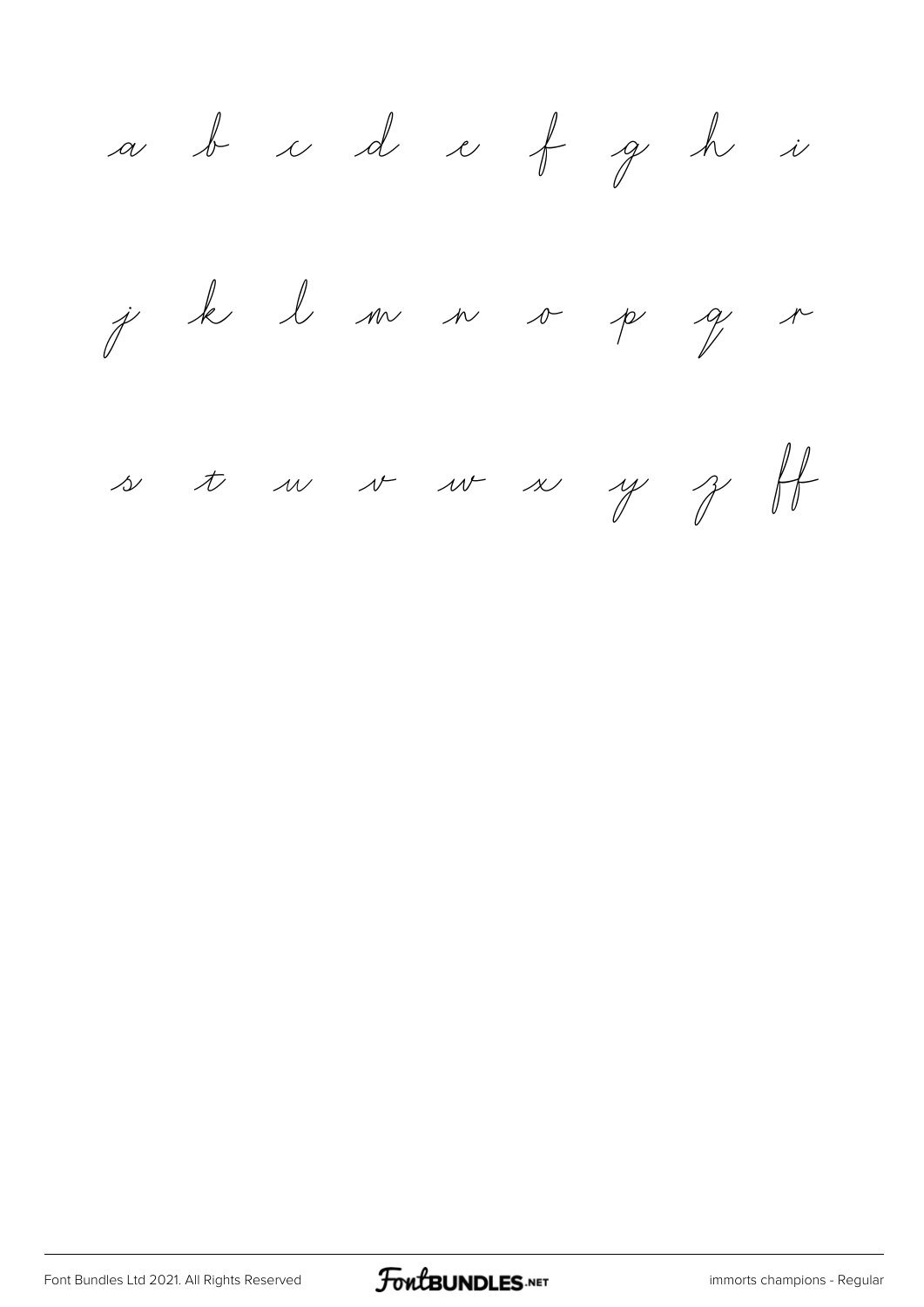a b c d e f g h i

j k l m n o p q r

s t u v w x y z ff